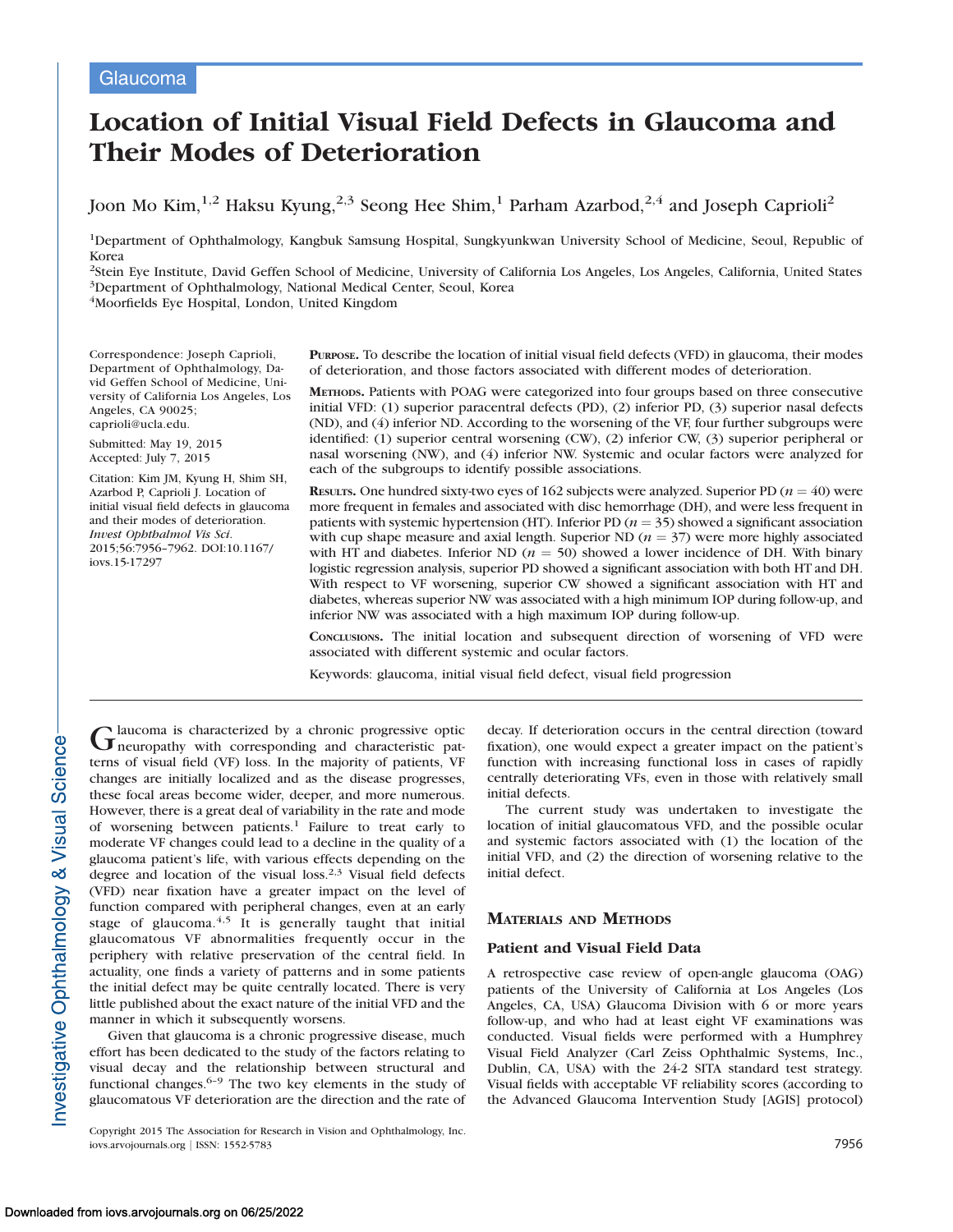Glaucoma

# Location of Initial Visual Field Defects in Glaucoma and Their Modes of Deterioration

Joon Mo Kim,[1,2] Haksu Kyung,[2,3] Seong Hee Shim,[1] Parham Azarbod,[2,4] and Joseph Caprioli[2]

[1]Department of Ophthalmology, Kangbuk Samsung Hospital, Sungkyunkwan University School of Medicine, Seoul, Republic of Korea
[2]Stein Eye Institute, David Geffen School of Medicine, University of California Los Angeles, Los Angeles, California, United States
[3]Department of Ophthalmology, National Medical Center, Seoul, Korea
[4]Moorfields Eye Hospital, London, United Kingdom

Correspondence: Joseph Caprioli, Department of Ophthalmology, David Geffen School of Medicine, University of California Los Angeles, Los Angeles, CA 90025; caprioli@ucla.edu.

Submitted: May 19, 2015
Accepted: July 7, 2015

Citation: Kim JM, Kyung H, Shim SH, Azarbod P, Caprioli J. Location of initial visual field defects in glaucoma and their modes of deterioration. *Invest Ophthalmol Vis Sci.* 2015;56:7956–7962. DOI:10.1167/iovs.15-17297

**PURPOSE.** To describe the location of initial visual field defects (VFD) in glaucoma, their modes of deterioration, and those factors associated with different modes of deterioration.

**METHODS.** Patients with POAG were categorized into four groups based on three consecutive initial VFD: (1) superior paracentral defects (PD), (2) inferior PD, (3) superior nasal defects (ND), and (4) inferior ND. According to the worsening of the VF, four further subgroups were identified: (1) superior central worsening (CW), (2) inferior CW, (3) superior peripheral or nasal worsening (NW), and (4) inferior NW. Systemic and ocular factors were analyzed for each of the subgroups to identify possible associations.

**RESULTS.** One hundred sixty-two eyes of 162 subjects were analyzed. Superior PD ($n = 40$) were more frequent in females and associated with disc hemorrhage (DH), and were less frequent in patients with systemic hypertension (HT). Inferior PD ($n = 35$) showed a significant association with cup shape measure and axial length. Superior ND ($n = 37$) were more highly associated with HT and diabetes. Inferior ND ($n = 50$) showed a lower incidence of DH. With binary logistic regression analysis, superior PD showed a significant association with both HT and DH. With respect to VF worsening, superior CW showed a significant association with HT and diabetes, whereas superior NW was associated with a high minimum IOP during follow-up, and inferior NW was associated with a high maximum IOP during follow-up.

**CONCLUSIONS.** The initial location and subsequent direction of worsening of VFD were associated with different systemic and ocular factors.

Keywords: glaucoma, initial visual field defect, visual field progression

Glaucoma is characterized by a chronic progressive optic neuropathy with corresponding and characteristic patterns of visual field (VF) loss. In the majority of patients, VF changes are initially localized and as the disease progresses, these focal areas become wider, deeper, and more numerous. However, there is a great deal of variability in the rate and mode of worsening between patients.[1] Failure to treat early to moderate VF changes could lead to a decline in the quality of a glaucoma patient's life, with various effects depending on the degree and location of the visual loss.[2,3] Visual field defects (VFD) near fixation have a greater impact on the level of function compared with peripheral changes, even at an early stage of glaucoma.[4,5] It is generally taught that initial glaucomatous VF abnormalities frequently occur in the periphery with relative preservation of the central field. In actuality, one finds a variety of patterns and in some patients the initial defect may be quite centrally located. There is very little published about the exact nature of the initial VFD and the manner in which it subsequently worsens.

Given that glaucoma is a chronic progressive disease, much effort has been dedicated to the study of the factors relating to visual decay and the relationship between structural and functional changes.[6–9] The two key elements in the study of glaucomatous VF deterioration are the direction and the rate of decay. If deterioration occurs in the central direction (toward fixation), one would expect a greater impact on the patient's function with increasing functional loss in cases of rapidly centrally deteriorating VFs, even in those with relatively small initial defects.

The current study was undertaken to investigate the location of initial glaucomatous VFD, and the possible ocular and systemic factors associated with (1) the location of the initial VFD, and (2) the direction of worsening relative to the initial defect.

## MATERIALS AND METHODS

### Patient and Visual Field Data

A retrospective case review of open-angle glaucoma (OAG) patients of the University of California at Los Angeles (Los Angeles, CA, USA) Glaucoma Division with 6 or more years follow-up, and who had at least eight VF examinations was conducted. Visual fields were performed with a Humphrey Visual Field Analyzer (Carl Zeiss Ophthalmic Systems, Inc., Dublin, CA, USA) with the 24-2 SITA standard test strategy. Visual fields with acceptable VF reliability scores (according to the Advanced Glaucoma Intervention Study [AGIS] protocol)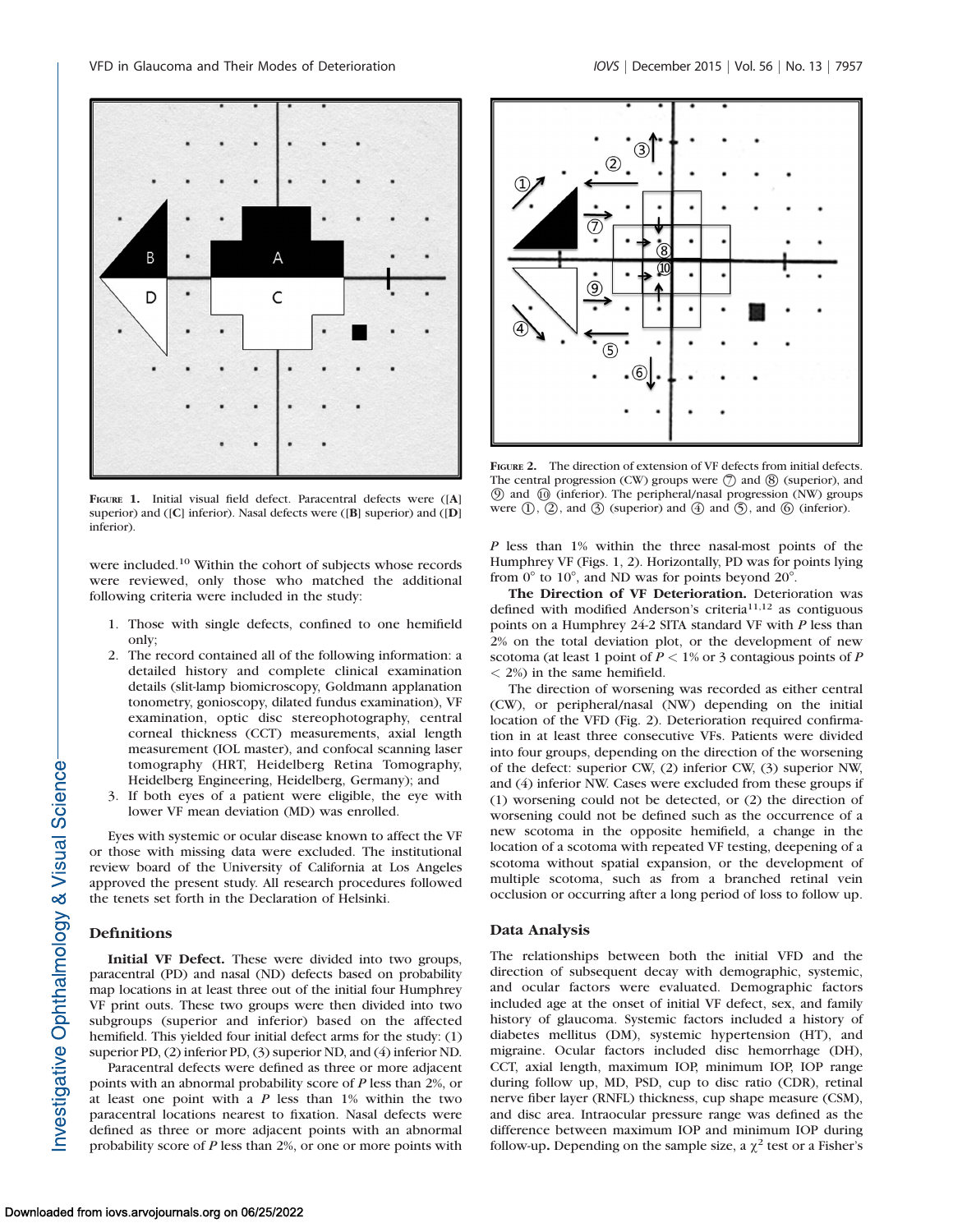FIGURE 1. Initial visual field defect. Paracentral defects were ([A] superior) and ([C] inferior). Nasal defects were ([B] superior) and ([D] inferior).

were included.[10] Within the cohort of subjects whose records were reviewed, only those who matched the additional following criteria were included in the study:

1. Those with single defects, confined to one hemifield only;
2. The record contained all of the following information: a detailed history and complete clinical examination details (slit-lamp biomicroscopy, Goldmann applanation tonometry, gonioscopy, dilated fundus examination), VF examination, optic disc stereophotography, central corneal thickness (CCT) measurements, axial length measurement (IOL master), and confocal scanning laser tomography (HRT, Heidelberg Retina Tomography, Heidelberg Engineering, Heidelberg, Germany); and
3. If both eyes of a patient were eligible, the eye with lower VF mean deviation (MD) was enrolled.

Eyes with systemic or ocular disease known to affect the VF or those with missing data were excluded. The institutional review board of the University of California at Los Angeles approved the present study. All research procedures followed the tenets set forth in the Declaration of Helsinki.

## Definitions

**Initial VF Defect.** These were divided into two groups, paracentral (PD) and nasal (ND) defects based on probability map locations in at least three out of the initial four Humphrey VF print outs. These two groups were then divided into two subgroups (superior and inferior) based on the affected hemifield. This yielded four initial defect arms for the study: (1) superior PD, (2) inferior PD, (3) superior ND, and (4) inferior ND.

Paracentral defects were defined as three or more adjacent points with an abnormal probability score of $P$ less than 2%, or at least one point with a $P$ less than 1% within the two paracentral locations nearest to fixation. Nasal defects were defined as three or more adjacent points with an abnormal probability score of $P$ less than 2%, or one or more points with $P$ less than 1% within the three nasal-most points of the Humphrey VF (Figs. 1, 2). Horizontally, PD was for points lying from 0° to 10°, and ND was for points beyond 20°.

FIGURE 2. The direction of extension of VF defects from initial defects. The central progression (CW) groups were ⑦ and ⑧ (superior), and ⑨ and ⑩ (inferior). The peripheral/nasal progression (NW) groups were ①, ②, and ③ (superior) and ④ and ⑤, and ⑥ (inferior).

**The Direction of VF Deterioration.** Deterioration was defined with modified Anderson's criteria[11,12] as contiguous points on a Humphrey 24-2 SITA standard VF with $P$ less than 2% on the total deviation plot, or the development of new scotoma (at least 1 point of $P < 1\%$ or 3 contagious points of $P < 2\%$) in the same hemifield.

The direction of worsening was recorded as either central (CW), or peripheral/nasal (NW) depending on the initial location of the VFD (Fig. 2). Deterioration required confirmation in at least three consecutive VFs. Patients were divided into four groups, depending on the direction of the worsening of the defect: superior CW, (2) inferior CW, (3) superior NW, and (4) inferior NW. Cases were excluded from these groups if (1) worsening could not be detected, or (2) the direction of worsening could not be defined such as the occurrence of a new scotoma in the opposite hemifield, a change in the location of a scotoma with repeated VF testing, deepening of a scotoma without spatial expansion, or the development of multiple scotoma, such as from a branched retinal vein occlusion or occurring after a long period of loss to follow up.

## Data Analysis

The relationships between both the initial VFD and the direction of subsequent decay with demographic, systemic, and ocular factors were evaluated. Demographic factors included age at the onset of initial VF defect, sex, and family history of glaucoma. Systemic factors included a history of diabetes mellitus (DM), systemic hypertension (HT), and migraine. Ocular factors included disc hemorrhage (DH), CCT, axial length, maximum IOP, minimum IOP, IOP range during follow up, MD, PSD, cup to disc ratio (CDR), retinal nerve fiber layer (RNFL) thickness, cup shape measure (CSM), and disc area. Intraocular pressure range was defined as the difference between maximum IOP and minimum IOP during follow-up. Depending on the sample size, a $\chi^2$ test or a Fisher's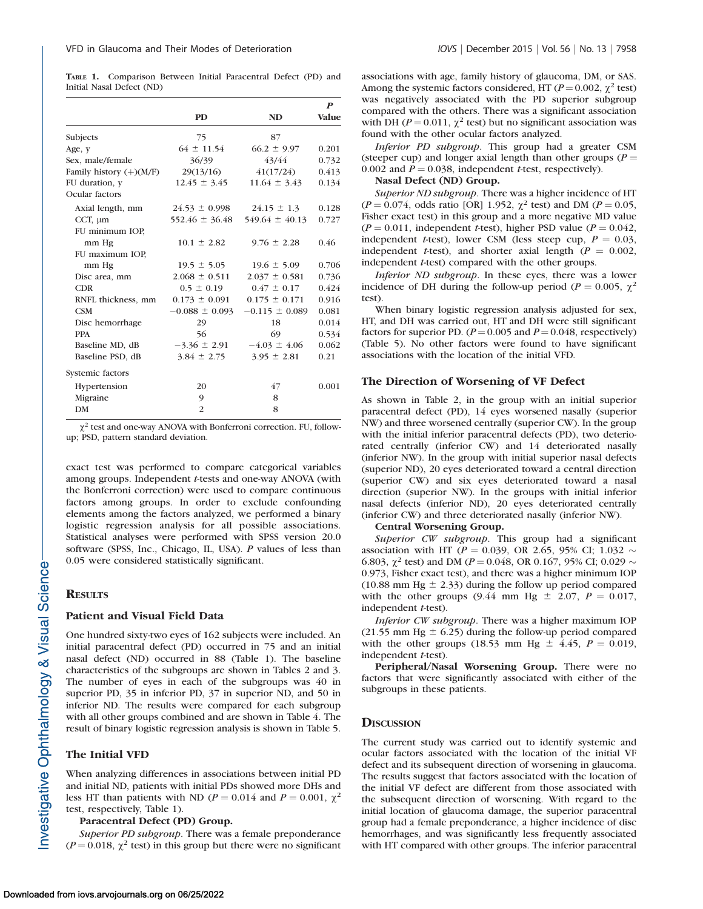**Table 1.** Comparison Between Initial Paracentral Defect (PD) and Initial Nasal Defect (ND)

|  | PD | ND | P Value |
|---|---|---|---|
| Subjects | 75 | 87 |  |
| Age, y | 64 ± 11.54 | 66.2 ± 9.97 | 0.201 |
| Sex, male/female | 36/39 | 43/44 | 0.732 |
| Family history (+)(M/F) | 29(13/16) | 41(17/24) | 0.413 |
| FU duration, y | 12.45 ± 3.45 | 11.64 ± 3.43 | 0.134 |
| Ocular factors |  |  |  |
| Axial length, mm | 24.53 ± 0.998 | 24.15 ± 1.3 | 0.128 |
| CCT, μm | 552.46 ± 36.48 | 549.64 ± 40.13 | 0.727 |
| FU minimum IOP, mm Hg | 10.1 ± 2.82 | 9.76 ± 2.28 | 0.46 |
| FU maximum IOP, mm Hg | 19.5 ± 5.05 | 19.6 ± 5.09 | 0.706 |
| Disc area, mm | 2.068 ± 0.511 | 2.037 ± 0.581 | 0.736 |
| CDR | 0.5 ± 0.19 | 0.47 ± 0.17 | 0.424 |
| RNFL thickness, mm | 0.173 ± 0.091 | 0.175 ± 0.171 | 0.916 |
| CSM | −0.088 ± 0.093 | −0.115 ± 0.089 | 0.081 |
| Disc hemorrhage | 29 | 18 | 0.014 |
| PPA | 56 | 69 | 0.534 |
| Baseline MD, dB | −3.36 ± 2.91 | −4.03 ± 4.06 | 0.062 |
| Baseline PSD, dB | 3.84 ± 2.75 | 3.95 ± 2.81 | 0.21 |
| Systemic factors |  |  |  |
| Hypertension | 20 | 47 | 0.001 |
| Migraine | 9 | 8 |  |
| DM | 2 | 8 |  |

$\chi^2$ test and one-way ANOVA with Bonferroni correction. FU, follow-up; PSD, pattern standard deviation.

exact test was performed to compare categorical variables among groups. Independent *t*-tests and one-way ANOVA (with the Bonferroni correction) were used to compare continuous factors among groups. In order to exclude confounding elements among the factors analyzed, we performed a binary logistic regression analysis for all possible associations. Statistical analyses were performed with SPSS version 20.0 software (SPSS, Inc., Chicago, IL, USA). *P* values of less than 0.05 were considered statistically significant.

## Results

### Patient and Visual Field Data

One hundred sixty-two eyes of 162 subjects were included. An initial paracentral defect (PD) occurred in 75 and an initial nasal defect (ND) occurred in 88 (Table 1). The baseline characteristics of the subgroups are shown in Tables 2 and 3. The number of eyes in each of the subgroups was 40 in superior PD, 35 in inferior PD, 37 in superior ND, and 50 in inferior ND. The results were compared for each subgroup with all other groups combined and are shown in Table 4. The result of binary logistic regression analysis is shown in Table 5.

### The Initial VFD

When analyzing differences in associations between initial PD and initial ND, patients with initial PDs showed more DHs and less HT than patients with ND ($P = 0.014$ and $P = 0.001$, $\chi^2$ test, respectively, Table 1).

**Paracentral Defect (PD) Group.**

*Superior PD subgroup*. There was a female preponderance ($P = 0.018$, $\chi^2$ test) in this group but there were no significant associations with age, family history of glaucoma, DM, or SAS. Among the systemic factors considered, HT ($P = 0.002$, $\chi^2$ test) was negatively associated with the PD superior subgroup compared with the others. There was a significant association with DH ($P = 0.011$, $\chi^2$ test) but no significant association was found with the other ocular factors analyzed.

*Inferior PD subgroup*. This group had a greater CSM (steeper cup) and longer axial length than other groups ($P = 0.002$ and $P = 0.038$, independent *t*-test, respectively).

**Nasal Defect (ND) Group.**

*Superior ND subgroup*. There was a higher incidence of HT ($P = 0.074$, odds ratio [OR] 1.952, $\chi^2$ test) and DM ($P = 0.05$, Fisher exact test) in this group and a more negative MD value ($P = 0.011$, independent *t*-test), higher PSD value ($P = 0.042$, independent *t*-test), lower CSM (less steep cup, $P = 0.03$, independent *t*-test), and shorter axial length ($P = 0.002$, independent *t*-test) compared with the other groups.

*Inferior ND subgroup*. In these eyes, there was a lower incidence of DH during the follow-up period ($P = 0.005$, $\chi^2$ test).

When binary logistic regression analysis adjusted for sex, HT, and DH was carried out, HT and DH were still significant factors for superior PD. ($P = 0.005$ and $P = 0.048$, respectively) (Table 5). No other factors were found to have significant associations with the location of the initial VFD.

### The Direction of Worsening of VF Defect

As shown in Table 2, in the group with an initial superior paracentral defect (PD), 14 eyes worsened nasally (superior NW) and three worsened centrally (superior CW). In the group with the initial inferior paracentral defects (PD), two deteriorated centrally (inferior CW) and 14 deteriorated nasally (inferior NW). In the group with initial superior nasal defects (superior ND), 20 eyes deteriorated toward a central direction (superior CW) and six eyes deteriorated toward a nasal direction (superior NW). In the groups with initial inferior nasal defects (inferior ND), 20 eyes deteriorated centrally (inferior CW) and three deteriorated nasally (inferior NW).

**Central Worsening Group.**

*Superior CW subgroup*. This group had a significant association with HT ($P = 0.039$, OR 2.65, 95% CI; 1.032 ~ 6.803, $\chi^2$ test) and DM ($P = 0.048$, OR 0.167, 95% CI; 0.029 ~ 0.973, Fisher exact test), and there was a higher minimum IOP (10.88 mm Hg ± 2.33) during the follow up period compared with the other groups (9.44 mm Hg ± 2.07, $P = 0.017$, independent *t*-test).

*Inferior CW subgroup*. There was a higher maximum IOP (21.55 mm Hg ± 6.25) during the follow-up period compared with the other groups (18.53 mm Hg ± 4.45, $P = 0.019$, independent *t*-test).

**Peripheral/Nasal Worsening Group.** There were no factors that were significantly associated with either of the subgroups in these patients.

## Discussion

The current study was carried out to identify systemic and ocular factors associated with the location of the initial VF defect and its subsequent direction of worsening in glaucoma. The results suggest that factors associated with the location of the initial VF defect are different from those associated with the subsequent direction of worsening. With regard to the initial location of glaucoma damage, the superior paracentral group had a female preponderance, a higher incidence of disc hemorrhages, and was significantly less frequently associated with HT compared with other groups. The inferior paracentral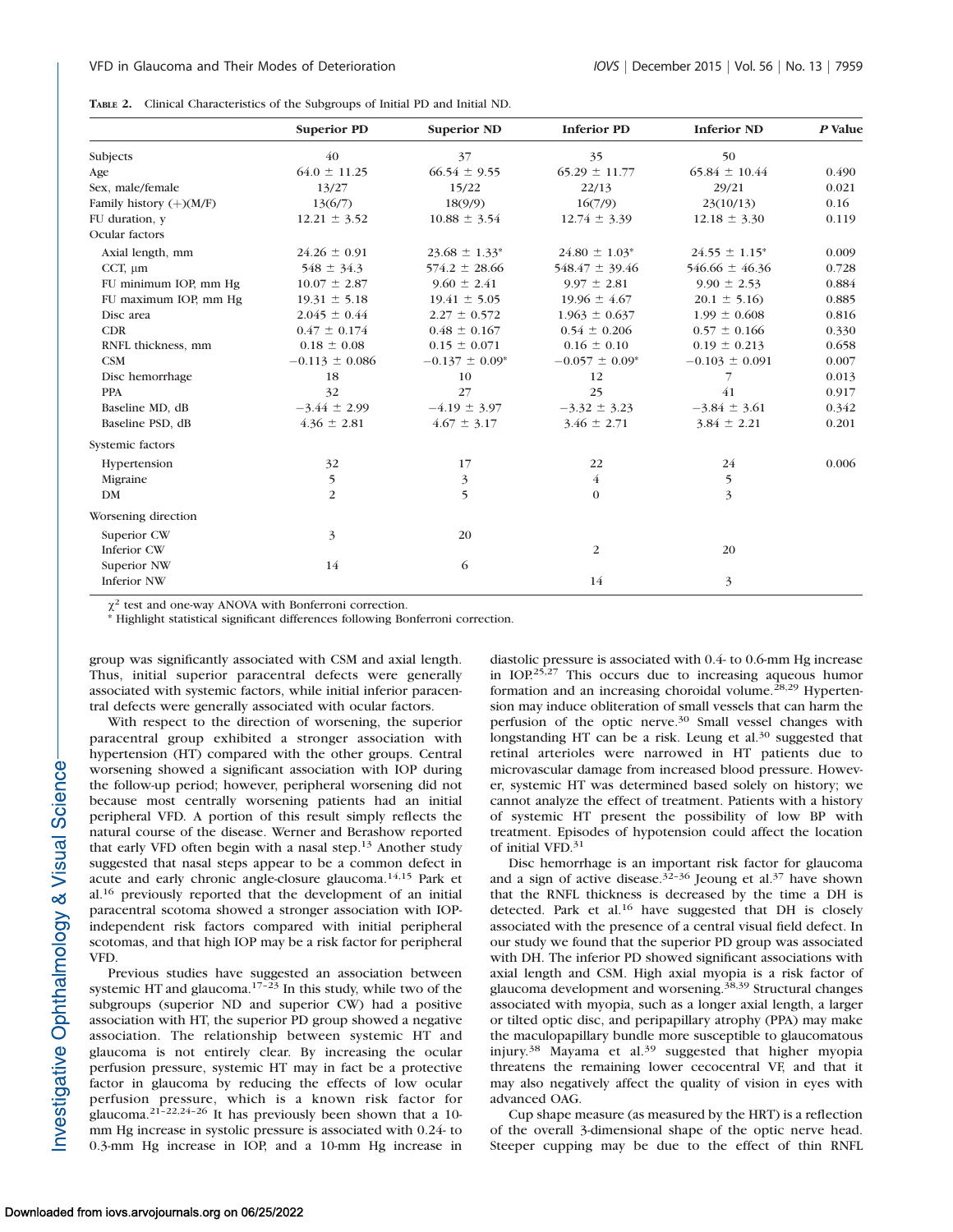**TABLE 2.** Clinical Characteristics of the Subgroups of Initial PD and Initial ND.

| | Superior PD | Superior ND | Inferior PD | Inferior ND | P Value |
|---|---|---|---|---|---|
| Subjects | 40 | 37 | 35 | 50 | |
| Age | 64.0 ± 11.25 | 66.54 ± 9.55 | 65.29 ± 11.77 | 65.84 ± 10.44 | 0.490 |
| Sex, male/female | 13/27 | 15/22 | 22/13 | 29/21 | 0.021 |
| Family history (+)(M/F) | 13(6/7) | 18(9/9) | 16(7/9) | 23(10/13) | 0.16 |
| FU duration, y | 12.21 ± 3.52 | 10.88 ± 3.54 | 12.74 ± 3.39 | 12.18 ± 3.30 | 0.119 |
| Ocular factors | | | | | |
| Axial length, mm | 24.26 ± 0.91 | 23.68 ± 1.33* | 24.80 ± 1.03* | 24.55 ± 1.15* | 0.009 |
| CCT, μm | 548 ± 34.3 | 574.2 ± 28.66 | 548.47 ± 39.46 | 546.66 ± 46.36 | 0.728 |
| FU minimum IOP, mm Hg | 10.07 ± 2.87 | 9.60 ± 2.41 | 9.97 ± 2.81 | 9.90 ± 2.53 | 0.884 |
| FU maximum IOP, mm Hg | 19.31 ± 5.18 | 19.41 ± 5.05 | 19.96 ± 4.67 | 20.1 ± 5.16) | 0.885 |
| Disc area | 2.045 ± 0.44 | 2.27 ± 0.572 | 1.963 ± 0.637 | 1.99 ± 0.608 | 0.816 |
| CDR | 0.47 ± 0.174 | 0.48 ± 0.167 | 0.54 ± 0.206 | 0.57 ± 0.166 | 0.330 |
| RNFL thickness, mm | 0.18 ± 0.08 | 0.15 ± 0.071 | 0.16 ± 0.10 | 0.19 ± 0.213 | 0.658 |
| CSM | −0.113 ± 0.086 | −0.137 ± 0.09* | −0.057 ± 0.09* | −0.103 ± 0.091 | 0.007 |
| Disc hemorrhage | 18 | 10 | 12 | 7 | 0.013 |
| PPA | 32 | 27 | 25 | 41 | 0.917 |
| Baseline MD, dB | −3.44 ± 2.99 | −4.19 ± 3.97 | −3.32 ± 3.23 | −3.84 ± 3.61 | 0.342 |
| Baseline PSD, dB | 4.36 ± 2.81 | 4.67 ± 3.17 | 3.46 ± 2.71 | 3.84 ± 2.21 | 0.201 |
| Systemic factors | | | | | |
| Hypertension | 32 | 17 | 22 | 24 | 0.006 |
| Migraine | 5 | 3 | 4 | 5 | |
| DM | 2 | 5 | 0 | 3 | |
| Worsening direction | | | | | |
| Superior CW | 3 | 20 | | | |
| Inferior CW | | | 2 | 20 | |
| Superior NW | 14 | 6 | | | |
| Inferior NW | | | 14 | 3 | |

$\chi^2$ test and one-way ANOVA with Bonferroni correction.

\* Highlight statistical significant differences following Bonferroni correction.

group was significantly associated with CSM and axial length. Thus, initial superior paracentral defects were generally associated with systemic factors, while initial inferior paracentral defects were generally associated with ocular factors.

With respect to the direction of worsening, the superior paracentral group exhibited a stronger association with hypertension (HT) compared with the other groups. Central worsening showed a significant association with IOP during the follow-up period; however, peripheral worsening did not because most centrally worsening patients had an initial peripheral VFD. A portion of this result simply reflects the natural course of the disease. Werner and Berashow reported that early VFD often begin with a nasal step.[13] Another study suggested that nasal steps appear to be a common defect in acute and early chronic angle-closure glaucoma.[14,15] Park et al.[16] previously reported that the development of an initial paracentral scotoma showed a stronger association with IOP-independent risk factors compared with initial peripheral scotomas, and that high IOP may be a risk factor for peripheral VFD.

Previous studies have suggested an association between systemic HT and glaucoma.[17–23] In this study, while two of the subgroups (superior ND and superior CW) had a positive association with HT, the superior PD group showed a negative association. The relationship between systemic HT and glaucoma is not entirely clear. By increasing the ocular perfusion pressure, systemic HT may in fact be a protective factor in glaucoma by reducing the effects of low ocular perfusion pressure, which is a known risk factor for glaucoma.[21–22,24–26] It has previously been shown that a 10-mm Hg increase in systolic pressure is associated with 0.24- to 0.3-mm Hg increase in IOP, and a 10-mm Hg increase in diastolic pressure is associated with 0.4- to 0.6-mm Hg increase in IOP.[25,27] This occurs due to increasing aqueous humor formation and an increasing choroidal volume.[28,29] Hypertension may induce obliteration of small vessels that can harm the perfusion of the optic nerve.[30] Small vessel changes with longstanding HT can be a risk. Leung et al.[30] suggested that retinal arterioles were narrowed in HT patients due to microvascular damage from increased blood pressure. However, systemic HT was determined based solely on history; we cannot analyze the effect of treatment. Patients with a history of systemic HT present the possibility of low BP with treatment. Episodes of hypotension could affect the location of initial VFD.[31]

Disc hemorrhage is an important risk factor for glaucoma and a sign of active disease.[32–36] Jeoung et al.[37] have shown that the RNFL thickness is decreased by the time a DH is detected. Park et al.[16] have suggested that DH is closely associated with the presence of a central visual field defect. In our study we found that the superior PD group was associated with DH. The inferior PD showed significant associations with axial length and CSM. High axial myopia is a risk factor of glaucoma development and worsening.[38,39] Structural changes associated with myopia, such as a longer axial length, a larger or tilted optic disc, and peripapillary atrophy (PPA) may make the maculopapillary bundle more susceptible to glaucomatous injury.[38] Mayama et al.[39] suggested that higher myopia threatens the remaining lower cecocentral VF, and that it may also negatively affect the quality of vision in eyes with advanced OAG.

Cup shape measure (as measured by the HRT) is a reflection of the overall 3-dimensional shape of the optic nerve head. Steeper cupping may be due to the effect of thin RNFL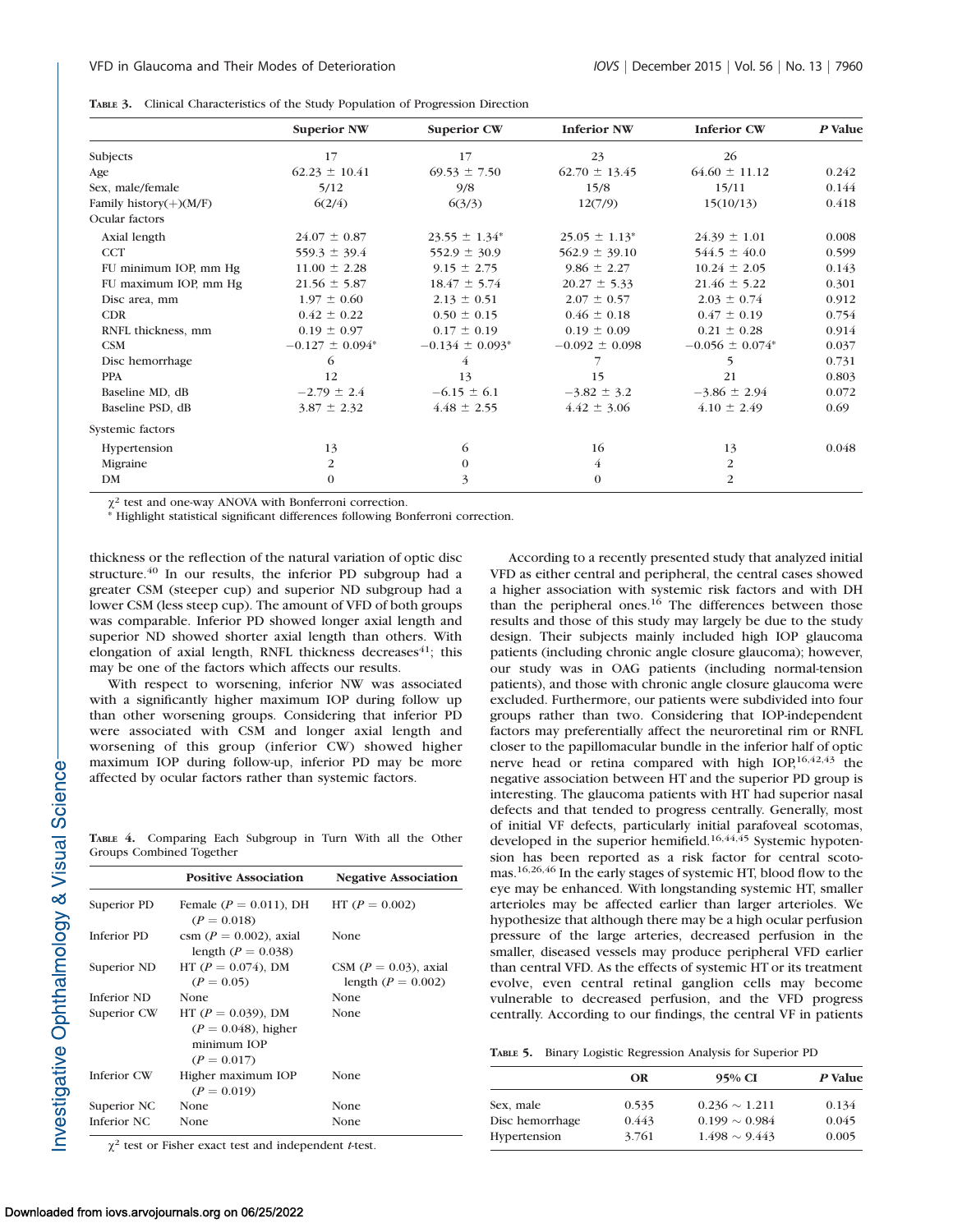**Table 3.** Clinical Characteristics of the Study Population of Progression Direction

| | Superior NW | Superior CW | Inferior NW | Inferior CW | *P* Value |
|---|---|---|---|---|---|
| Subjects | 17 | 17 | 23 | 26 | |
| Age | 62.23 ± 10.41 | 69.53 ± 7.50 | 62.70 ± 13.45 | 64.60 ± 11.12 | 0.242 |
| Sex, male/female | 5/12 | 9/8 | 15/8 | 15/11 | 0.144 |
| Family history(+)(M/F) | 6(2/4) | 6(3/3) | 12(7/9) | 15(10/13) | 0.418 |
| Ocular factors | | | | | |
| Axial length | 24.07 ± 0.87 | 23.55 ± 1.34* | 25.05 ± 1.13* | 24.39 ± 1.01 | 0.008 |
| CCT | 559.3 ± 39.4 | 552.9 ± 30.9 | 562.9 ± 39.10 | 544.5 ± 40.0 | 0.599 |
| FU minimum IOP, mm Hg | 11.00 ± 2.28 | 9.15 ± 2.75 | 9.86 ± 2.27 | 10.24 ± 2.05 | 0.143 |
| FU maximum IOP, mm Hg | 21.56 ± 5.87 | 18.47 ± 5.74 | 20.27 ± 5.33 | 21.46 ± 5.22 | 0.301 |
| Disc area, mm | 1.97 ± 0.60 | 2.13 ± 0.51 | 2.07 ± 0.57 | 2.03 ± 0.74 | 0.912 |
| CDR | 0.42 ± 0.22 | 0.50 ± 0.15 | 0.46 ± 0.18 | 0.47 ± 0.19 | 0.754 |
| RNFL thickness, mm | 0.19 ± 0.97 | 0.17 ± 0.19 | 0.19 ± 0.09 | 0.21 ± 0.28 | 0.914 |
| CSM | −0.127 ± 0.094* | −0.134 ± 0.093* | −0.092 ± 0.098 | −0.056 ± 0.074* | 0.037 |
| Disc hemorrhage | 6 | 4 | 7 | 5 | 0.731 |
| PPA | 12 | 13 | 15 | 21 | 0.803 |
| Baseline MD, dB | −2.79 ± 2.4 | −6.15 ± 6.1 | −3.82 ± 3.2 | −3.86 ± 2.94 | 0.072 |
| Baseline PSD, dB | 3.87 ± 2.32 | 4.48 ± 2.55 | 4.42 ± 3.06 | 4.10 ± 2.49 | 0.69 |
| Systemic factors | | | | | |
| Hypertension | 13 | 6 | 16 | 13 | 0.048 |
| Migraine | 2 | 0 | 4 | 2 | |
| DM | 0 | 3 | 0 | 2 | |

$\chi^2$ test and one-way ANOVA with Bonferroni correction.
* Highlight statistical significant differences following Bonferroni correction.

thickness or the reflection of the natural variation of optic disc structure.[40] In our results, the inferior PD subgroup had a greater CSM (steeper cup) and superior ND subgroup had a lower CSM (less steep cup). The amount of VFD of both groups was comparable. Inferior PD showed longer axial length and superior ND showed shorter axial length than others. With elongation of axial length, RNFL thickness decreases[41]; this may be one of the factors which affects our results.

With respect to worsening, inferior NW was associated with a significantly higher maximum IOP during follow up than other worsening groups. Considering that inferior PD were associated with CSM and longer axial length and worsening of this group (inferior CW) showed higher maximum IOP during follow-up, inferior PD may be more affected by ocular factors rather than systemic factors.

**Table 4.** Comparing Each Subgroup in Turn With all the Other Groups Combined Together

| | Positive Association | Negative Association |
|---|---|---|
| Superior PD | Female ($P = 0.011$), DH ($P = 0.018$) | HT ($P = 0.002$) |
| Inferior PD | csm ($P = 0.002$), axial length ($P = 0.038$) | None |
| Superior ND | HT ($P = 0.074$), DM ($P = 0.05$) | CSM ($P = 0.03$), axial length ($P = 0.002$) |
| Inferior ND | None | None |
| Superior CW | HT ($P = 0.039$), DM ($P = 0.048$), higher minimum IOP ($P = 0.017$) | None |
| Inferior CW | Higher maximum IOP ($P = 0.019$) | None |
| Superior NC | None | None |
| Inferior NC | None | None |

$\chi^2$ test or Fisher exact test and independent *t*-test.

According to a recently presented study that analyzed initial VFD as either central and peripheral, the central cases showed a higher association with systemic risk factors and with DH than the peripheral ones.[16] The differences between those results and those of this study may largely be due to the study design. Their subjects mainly included high IOP glaucoma patients (including chronic angle closure glaucoma); however, our study was in OAG patients (including normal-tension patients), and those with chronic angle closure glaucoma were excluded. Furthermore, our patients were subdivided into four groups rather than two. Considering that IOP-independent factors may preferentially affect the neuroretinal rim or RNFL closer to the papillomacular bundle in the inferior half of optic nerve head or retina compared with high IOP,[16,42,43] the negative association between HT and the superior PD group is interesting. The glaucoma patients with HT had superior nasal defects and that tended to progress centrally. Generally, most of initial VF defects, particularly initial parafoveal scotomas, developed in the superior hemifield.[16,44,45] Systemic hypotension has been reported as a risk factor for central scotomas.[16,26,46] In the early stages of systemic HT, blood flow to the eye may be enhanced. With longstanding systemic HT, smaller arterioles may be affected earlier than larger arterioles. We hypothesize that although there may be a high ocular perfusion pressure of the large arteries, decreased perfusion in the smaller, diseased vessels may produce peripheral VFD earlier than central VFD. As the effects of systemic HT or its treatment evolve, even central retinal ganglion cells may become vulnerable to decreased perfusion, and the VFD progress centrally. According to our findings, the central VF in patients

**Table 5.** Binary Logistic Regression Analysis for Superior PD

| | OR | 95% CI | *P* Value |
|---|---|---|---|
| Sex, male | 0.535 | 0.236 ∼ 1.211 | 0.134 |
| Disc hemorrhage | 0.443 | 0.199 ∼ 0.984 | 0.045 |
| Hypertension | 3.761 | 1.498 ∼ 9.443 | 0.005 |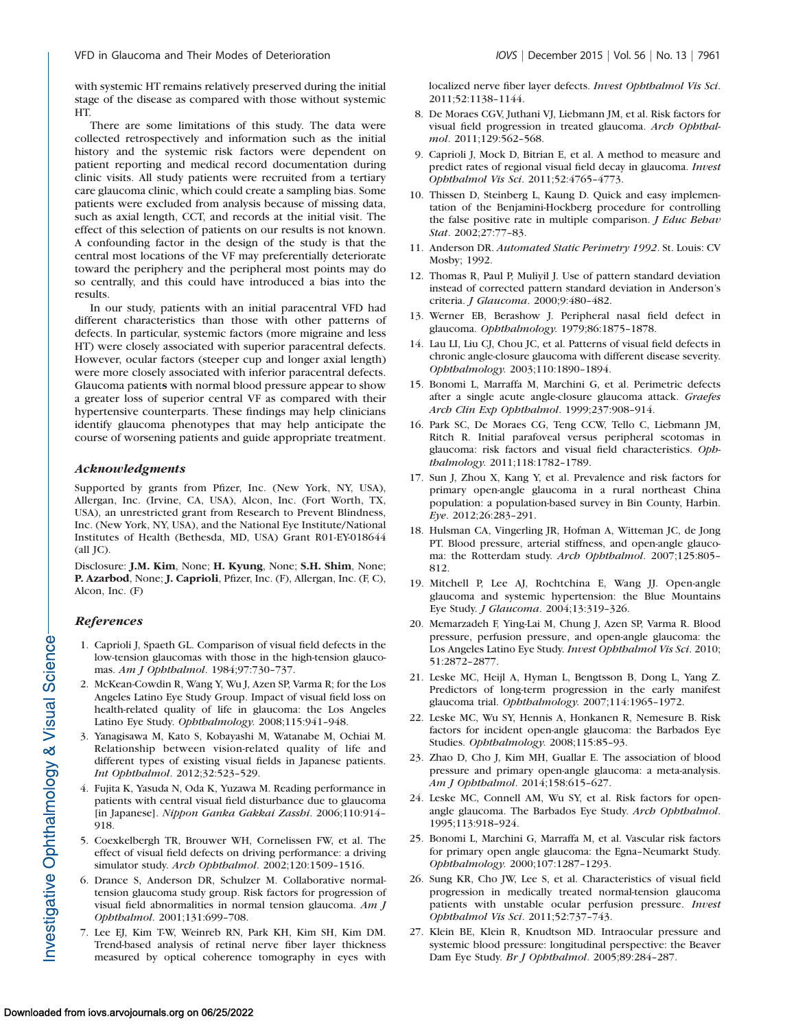with systemic HT remains relatively preserved during the initial stage of the disease as compared with those without systemic HT.

There are some limitations of this study. The data were collected retrospectively and information such as the initial history and the systemic risk factors were dependent on patient reporting and medical record documentation during clinic visits. All study patients were recruited from a tertiary care glaucoma clinic, which could create a sampling bias. Some patients were excluded from analysis because of missing data, such as axial length, CCT, and records at the initial visit. The effect of this selection of patients on our results is not known. A confounding factor in the design of the study is that the central most locations of the VF may preferentially deteriorate toward the periphery and the peripheral most points may do so centrally, and this could have introduced a bias into the results.

In our study, patients with an initial paracentral VFD had different characteristics than those with other patterns of defects. In particular, systemic factors (more migraine and less HT) were closely associated with superior paracentral defects. However, ocular factors (steeper cup and longer axial length) were more closely associated with inferior paracentral defects. Glaucoma patients with normal blood pressure appear to show a greater loss of superior central VF as compared with their hypertensive counterparts. These findings may help clinicians identify glaucoma phenotypes that may help anticipate the course of worsening patients and guide appropriate treatment.

### *Acknowledgments*

Supported by grants from Pfizer, Inc. (New York, NY, USA), Allergan, Inc. (Irvine, CA, USA), Alcon, Inc. (Fort Worth, TX, USA), an unrestricted grant from Research to Prevent Blindness, Inc. (New York, NY, USA), and the National Eye Institute/National Institutes of Health (Bethesda, MD, USA) Grant R01-EY-018644 (all JC).

Disclosure: **J.M. Kim**, None; **H. Kyung**, None; **S.H. Shim**, None; **P. Azarbod**, None; **J. Caprioli**, Pfizer, Inc. (F), Allergan, Inc. (F, C), Alcon, Inc. (F)

### *References*

1. Caprioli J, Spaeth GL. Comparison of visual field defects in the low-tension glaucomas with those in the high-tension glaucomas. *Am J Ophthalmol*. 1984;97:730–737.
2. McKean-Cowdin R, Wang Y, Wu J, Azen SP, Varma R; for the Los Angeles Latino Eye Study Group. Impact of visual field loss on health-related quality of life in glaucoma: the Los Angeles Latino Eye Study. *Ophthalmology.* 2008;115:941–948.
3. Yanagisawa M, Kato S, Kobayashi M, Watanabe M, Ochiai M. Relationship between vision-related quality of life and different types of existing visual fields in Japanese patients. *Int Ophthalmol*. 2012;32:523–529.
4. Fujita K, Yasuda N, Oda K, Yuzawa M. Reading performance in patients with central visual field disturbance due to glaucoma [in Japanese]. *Nippon Ganka Gakkai Zasshi*. 2006;110:914–918.
5. Coexkelbergh TR, Brouwer WH, Cornelissen FW, et al. The effect of visual field defects on driving performance: a driving simulator study. *Arch Ophthalmol*. 2002;120:1509–1516.
6. Drance S, Anderson DR, Schulzer M. Collaborative normal-tension glaucoma study group. Risk factors for progression of visual field abnormalities in normal tension glaucoma. *Am J Ophthalmol*. 2001;131:699–708.
7. Lee EJ, Kim T-W, Weinreb RN, Park KH, Kim SH, Kim DM. Trend-based analysis of retinal nerve fiber layer thickness measured by optical coherence tomography in eyes with localized nerve fiber layer defects. *Invest Ophthalmol Vis Sci*. 2011;52:1138–1144.
8. De Moraes CGV, Juthani VJ, Liebmann JM, et al. Risk factors for visual field progression in treated glaucoma. *Arch Ophthalmol*. 2011;129:562–568.
9. Caprioli J, Mock D, Bitrian E, et al. A method to measure and predict rates of regional visual field decay in glaucoma. *Invest Ophthalmol Vis Sci*. 2011;52:4765–4773.
10. Thissen D, Steinberg L, Kaung D. Quick and easy implementation of the Benjamini-Hockberg procedure for controlling the false positive rate in multiple comparison. *J Educ Behav Stat*. 2002;27:77–83.
11. Anderson DR. *Automated Static Perimetry 1992*. St. Louis: CV Mosby; 1992.
12. Thomas R, Paul P, Muliyil J. Use of pattern standard deviation instead of corrected pattern standard deviation in Anderson's criteria. *J Glaucoma*. 2000;9:480–482.
13. Werner EB, Berashow J. Peripheral nasal field defect in glaucoma. *Ophthalmology.* 1979;86:1875–1878.
14. Lau LI, Liu CJ, Chou JC, et al. Patterns of visual field defects in chronic angle-closure glaucoma with different disease severity. *Ophthalmology.* 2003;110:1890–1894.
15. Bonomi L, Marraffa M, Marchini G, et al. Perimetric defects after a single acute angle-closure glaucoma attack. *Graefes Arch Clin Exp Ophthalmol*. 1999;237:908–914.
16. Park SC, De Moraes CG, Teng CCW, Tello C, Liebmann JM, Ritch R. Initial parafoveal versus peripheral scotomas in glaucoma: risk factors and visual field characteristics. *Ophthalmology.* 2011;118:1782–1789.
17. Sun J, Zhou X, Kang Y, et al. Prevalence and risk factors for primary open-angle glaucoma in a rural northeast China population: a population-based survey in Bin County, Harbin. *Eye*. 2012;26:283–291.
18. Hulsman CA, Vingerling JR, Hofman A, Witteman JC, de Jong PT. Blood pressure, arterial stiffness, and open-angle glaucoma: the Rotterdam study. *Arch Ophthalmol*. 2007;125:805–812.
19. Mitchell P, Lee AJ, Rochtchina E, Wang JJ. Open-angle glaucoma and systemic hypertension: the Blue Mountains Eye Study. *J Glaucoma*. 2004;13:319–326.
20. Memarzadeh F, Ying-Lai M, Chung J, Azen SP, Varma R. Blood pressure, perfusion pressure, and open-angle glaucoma: the Los Angeles Latino Eye Study. *Invest Ophthalmol Vis Sci*. 2010;51:2872–2877.
21. Leske MC, Heijl A, Hyman L, Bengtsson B, Dong L, Yang Z. Predictors of long-term progression in the early manifest glaucoma trial. *Ophthalmology.* 2007;114:1965–1972.
22. Leske MC, Wu SY, Hennis A, Honkanen R, Nemesure B. Risk factors for incident open-angle glaucoma: the Barbados Eye Studies. *Ophthalmology.* 2008;115:85–93.
23. Zhao D, Cho J, Kim MH, Guallar E. The association of blood pressure and primary open-angle glaucoma: a meta-analysis. *Am J Ophthalmol*. 2014;158:615–627.
24. Leske MC, Connell AM, Wu SY, et al. Risk factors for open-angle glaucoma. The Barbados Eye Study. *Arch Ophthalmol*. 1995;113:918–924.
25. Bonomi L, Marchini G, Marraffa M, et al. Vascular risk factors for primary open angle glaucoma: the Egna–Neumarkt Study. *Ophthalmology.* 2000;107:1287–1293.
26. Sung KR, Cho JW, Lee S, et al. Characteristics of visual field progression in medically treated normal-tension glaucoma patients with unstable ocular perfusion pressure. *Invest Ophthalmol Vis Sci*. 2011;52:737–743.
27. Klein BE, Klein R, Knudtson MD. Intraocular pressure and systemic blood pressure: longitudinal perspective: the Beaver Dam Eye Study. *Br J Ophthalmol*. 2005;89:284–287.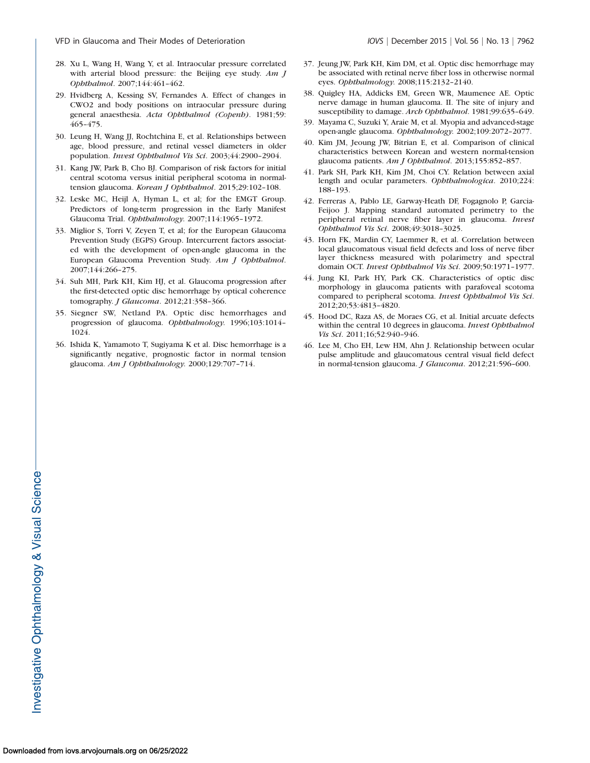28. Xu L, Wang H, Wang Y, et al. Intraocular pressure correlated with arterial blood pressure: the Beijing eye study. *Am J Ophthalmol*. 2007;144:461–462.
29. Hvidberg A, Kessing SV, Fernandes A. Effect of changes in CWO2 and body positions on intraocular pressure during general anaesthesia. *Acta Ophthalmol (Copenh)*. 1981;59: 465–475.
30. Leung H, Wang JJ, Rochtchina E, et al. Relationships between age, blood pressure, and retinal vessel diameters in older population. *Invest Ophthalmol Vis Sci*. 2003;44:2900–2904.
31. Kang JW, Park B, Cho BJ. Comparison of risk factors for initial central scotoma versus initial peripheral scotoma in normal-tension glaucoma. *Korean J Ophthalmol*. 2015;29:102–108.
32. Leske MC, Heijl A, Hyman L, et al; for the EMGT Group. Predictors of long-term progression in the Early Manifest Glaucoma Trial. *Ophthalmology.* 2007;114:1965–1972.
33. Miglior S, Torri V, Zeyen T, et al; for the European Glaucoma Prevention Study (EGPS) Group. Intercurrent factors associated with the development of open-angle glaucoma in the European Glaucoma Prevention Study. *Am J Ophthalmol*. 2007;144:266–275.
34. Suh MH, Park KH, Kim HJ, et al. Glaucoma progression after the first-detected optic disc hemorrhage by optical coherence tomography. *J Glaucoma*. 2012;21:358–366.
35. Siegner SW, Netland PA. Optic disc hemorrhages and progression of glaucoma. *Ophthalmology.* 1996;103:1014–1024.
36. Ishida K, Yamamoto T, Sugiyama K et al. Disc hemorrhage is a significantly negative, prognostic factor in normal tension glaucoma. *Am J Ophthalmology.* 2000;129:707–714.
37. Jeung JW, Park KH, Kim DM, et al. Optic disc hemorrhage may be associated with retinal nerve fiber loss in otherwise normal eyes. *Ophthalmology.* 2008;115:2132–2140.
38. Quigley HA, Addicks EM, Green WR, Maumenee AE. Optic nerve damage in human glaucoma. II. The site of injury and susceptibility to damage. *Arch Ophthalmol*. 1981;99:635–649.
39. Mayama C, Suzuki Y, Araie M, et al. Myopia and advanced-stage open-angle glaucoma. *Ophthalmology.* 2002;109:2072–2077.
40. Kim JM, Jeoung JW, Bitrian E, et al. Comparison of clinical characteristics between Korean and western normal-tension glaucoma patients. *Am J Ophthalmol*. 2013;155:852–857.
41. Park SH, Park KH, Kim JM, Choi CY. Relation between axial length and ocular parameters. *Ophthalmologica*. 2010;224: 188–193.
42. Ferreras A, Pablo LE, Garway-Heath DF, Fogagnolo P, Garcia-Feijoo J. Mapping standard automated perimetry to the peripheral retinal nerve fiber layer in glaucoma. *Invest Ophthalmol Vis Sci*. 2008;49:3018–3025.
43. Horn FK, Mardin CY, Laemmer R, et al. Correlation between local glaucomatous visual field defects and loss of nerve fiber layer thickness measured with polarimetry and spectral domain OCT. *Invest Ophthalmol Vis Sci*. 2009;50:1971–1977.
44. Jung KI, Park HY, Park CK. Characteristics of optic disc morphology in glaucoma patients with parafoveal scotoma compared to peripheral scotoma. *Invest Ophthalmol Vis Sci*. 2012;20;53:4813–4820.
45. Hood DC, Raza AS, de Moraes CG, et al. Initial arcuate defects within the central 10 degrees in glaucoma. *Invest Ophthalmol Vis Sci*. 2011;16;52:940–946.
46. Lee M, Cho EH, Lew HM, Ahn J. Relationship between ocular pulse amplitude and glaucomatous central visual field defect in normal-tension glaucoma. *J Glaucoma*. 2012;21:596–600.